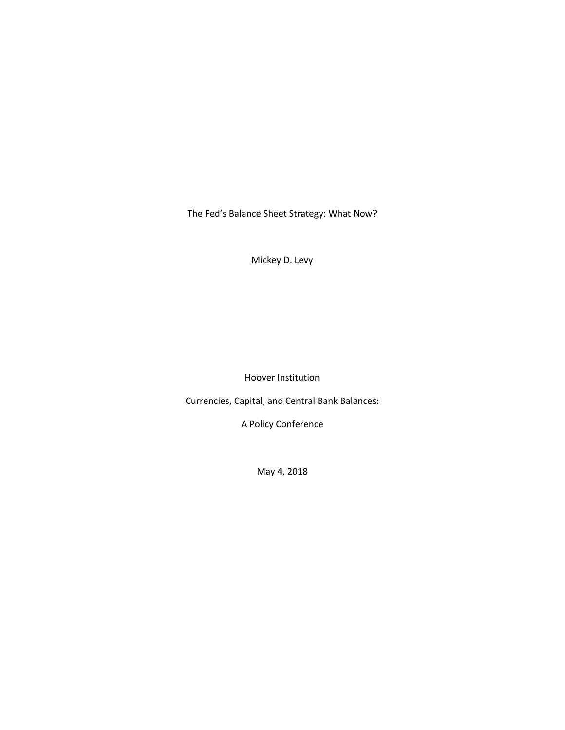# The Fed's Balance Sheet Strategy: What Now?

Mickey D. Levy

Hoover Institution

Currencies, Capital, and Central Bank Balances:

A Policy Conference

May 4, 2018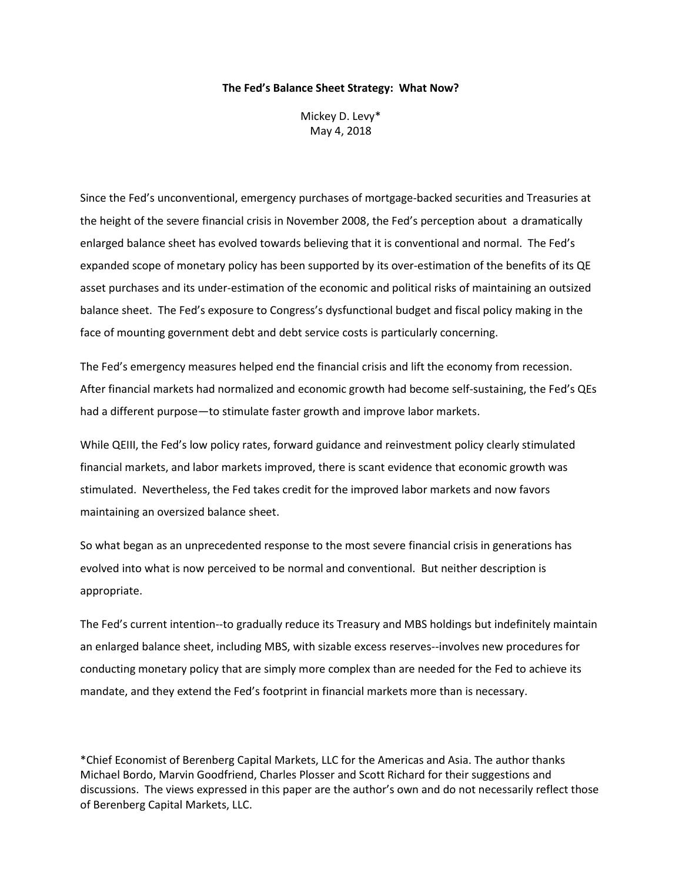**The Fed's Balance Sheet Strategy: What Now?**

Mickey D. Levy*
May 4, 2018

Since the Fed's unconventional, emergency purchases of mortgage-backed securities and Treasuries at the height of the severe financial crisis in November 2008, the Fed's perception about a dramatically enlarged balance sheet has evolved towards believing that it is conventional and normal. The Fed's expanded scope of monetary policy has been supported by its over-estimation of the benefits of its QE asset purchases and its under-estimation of the economic and political risks of maintaining an outsized balance sheet. The Fed's exposure to Congress's dysfunctional budget and fiscal policy making in the face of mounting government debt and debt service costs is particularly concerning.

The Fed's emergency measures helped end the financial crisis and lift the economy from recession. After financial markets had normalized and economic growth had become self-sustaining, the Fed's QEs had a different purpose—to stimulate faster growth and improve labor markets.

While QEIII, the Fed's low policy rates, forward guidance and reinvestment policy clearly stimulated financial markets, and labor markets improved, there is scant evidence that economic growth was stimulated. Nevertheless, the Fed takes credit for the improved labor markets and now favors maintaining an oversized balance sheet.

So what began as an unprecedented response to the most severe financial crisis in generations has evolved into what is now perceived to be normal and conventional. But neither description is appropriate.

The Fed's current intention--to gradually reduce its Treasury and MBS holdings but indefinitely maintain an enlarged balance sheet, including MBS, with sizable excess reserves--involves new procedures for conducting monetary policy that are simply more complex than are needed for the Fed to achieve its mandate, and they extend the Fed's footprint in financial markets more than is necessary.

*Chief Economist of Berenberg Capital Markets, LLC for the Americas and Asia. The author thanks Michael Bordo, Marvin Goodfriend, Charles Plosser and Scott Richard for their suggestions and discussions. The views expressed in this paper are the author's own and do not necessarily reflect those of Berenberg Capital Markets, LLC.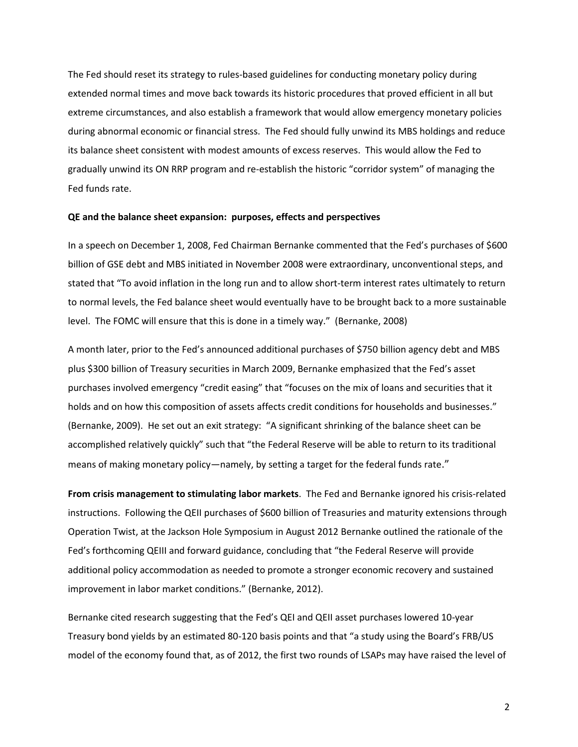The Fed should reset its strategy to rules-based guidelines for conducting monetary policy during extended normal times and move back towards its historic procedures that proved efficient in all but extreme circumstances, and also establish a framework that would allow emergency monetary policies during abnormal economic or financial stress. The Fed should fully unwind its MBS holdings and reduce its balance sheet consistent with modest amounts of excess reserves. This would allow the Fed to gradually unwind its ON RRP program and re-establish the historic "corridor system" of managing the Fed funds rate.

**QE and the balance sheet expansion: purposes, effects and perspectives**

In a speech on December 1, 2008, Fed Chairman Bernanke commented that the Fed's purchases of $600 billion of GSE debt and MBS initiated in November 2008 were extraordinary, unconventional steps, and stated that "To avoid inflation in the long run and to allow short-term interest rates ultimately to return to normal levels, the Fed balance sheet would eventually have to be brought back to a more sustainable level. The FOMC will ensure that this is done in a timely way." (Bernanke, 2008)

A month later, prior to the Fed's announced additional purchases of $750 billion agency debt and MBS plus $300 billion of Treasury securities in March 2009, Bernanke emphasized that the Fed's asset purchases involved emergency "credit easing" that "focuses on the mix of loans and securities that it holds and on how this composition of assets affects credit conditions for households and businesses." (Bernanke, 2009). He set out an exit strategy: "A significant shrinking of the balance sheet can be accomplished relatively quickly" such that "the Federal Reserve will be able to return to its traditional means of making monetary policy—namely, by setting a target for the federal funds rate."

**From crisis management to stimulating labor markets**. The Fed and Bernanke ignored his crisis-related instructions. Following the QEII purchases of $600 billion of Treasuries and maturity extensions through Operation Twist, at the Jackson Hole Symposium in August 2012 Bernanke outlined the rationale of the Fed's forthcoming QEIII and forward guidance, concluding that "the Federal Reserve will provide additional policy accommodation as needed to promote a stronger economic recovery and sustained improvement in labor market conditions." (Bernanke, 2012).

Bernanke cited research suggesting that the Fed's QEI and QEII asset purchases lowered 10-year Treasury bond yields by an estimated 80-120 basis points and that "a study using the Board's FRB/US model of the economy found that, as of 2012, the first two rounds of LSAPs may have raised the level of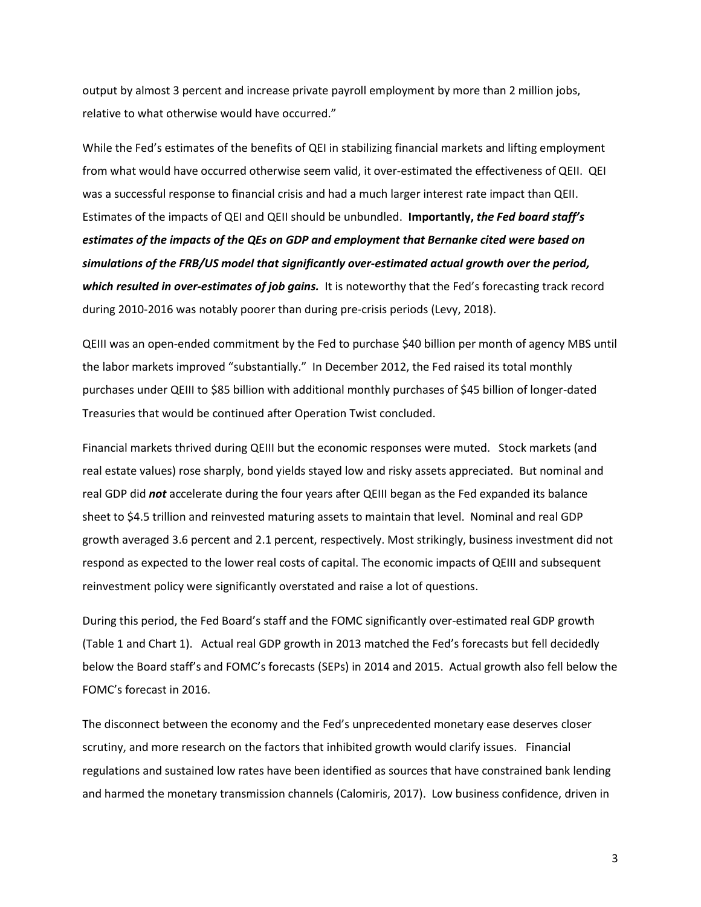output by almost 3 percent and increase private payroll employment by more than 2 million jobs, relative to what otherwise would have occurred."

While the Fed's estimates of the benefits of QEI in stabilizing financial markets and lifting employment from what would have occurred otherwise seem valid, it over-estimated the effectiveness of QEII. QEI was a successful response to financial crisis and had a much larger interest rate impact than QEII. Estimates of the impacts of QEI and QEII should be unbundled. **Importantly, *the Fed board staff's estimates of the impacts of the QEs on GDP and employment that Bernanke cited were based on simulations of the FRB/US model that significantly over-estimated actual growth over the period, which resulted in over-estimates of job gains.*** It is noteworthy that the Fed's forecasting track record during 2010-2016 was notably poorer than during pre-crisis periods (Levy, 2018).

QEIII was an open-ended commitment by the Fed to purchase $40 billion per month of agency MBS until the labor markets improved "substantially." In December 2012, the Fed raised its total monthly purchases under QEIII to $85 billion with additional monthly purchases of $45 billion of longer-dated Treasuries that would be continued after Operation Twist concluded.

Financial markets thrived during QEIII but the economic responses were muted. Stock markets (and real estate values) rose sharply, bond yields stayed low and risky assets appreciated. But nominal and real GDP did ***not*** accelerate during the four years after QEIII began as the Fed expanded its balance sheet to $4.5 trillion and reinvested maturing assets to maintain that level. Nominal and real GDP growth averaged 3.6 percent and 2.1 percent, respectively. Most strikingly, business investment did not respond as expected to the lower real costs of capital. The economic impacts of QEIII and subsequent reinvestment policy were significantly overstated and raise a lot of questions.

During this period, the Fed Board's staff and the FOMC significantly over-estimated real GDP growth (Table 1 and Chart 1). Actual real GDP growth in 2013 matched the Fed's forecasts but fell decidedly below the Board staff's and FOMC's forecasts (SEPs) in 2014 and 2015. Actual growth also fell below the FOMC's forecast in 2016.

The disconnect between the economy and the Fed's unprecedented monetary ease deserves closer scrutiny, and more research on the factors that inhibited growth would clarify issues. Financial regulations and sustained low rates have been identified as sources that have constrained bank lending and harmed the monetary transmission channels (Calomiris, 2017). Low business confidence, driven in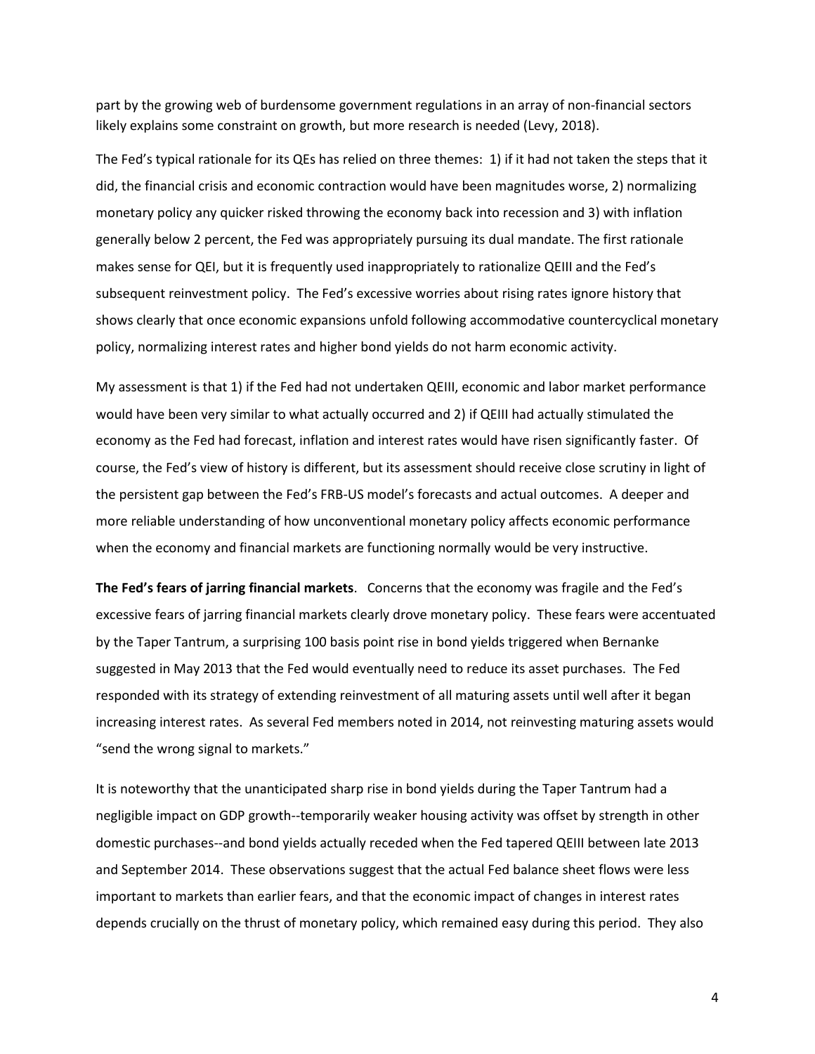part by the growing web of burdensome government regulations in an array of non-financial sectors likely explains some constraint on growth, but more research is needed (Levy, 2018).

The Fed's typical rationale for its QEs has relied on three themes: 1) if it had not taken the steps that it did, the financial crisis and economic contraction would have been magnitudes worse, 2) normalizing monetary policy any quicker risked throwing the economy back into recession and 3) with inflation generally below 2 percent, the Fed was appropriately pursuing its dual mandate. The first rationale makes sense for QEI, but it is frequently used inappropriately to rationalize QEIII and the Fed's subsequent reinvestment policy. The Fed's excessive worries about rising rates ignore history that shows clearly that once economic expansions unfold following accommodative countercyclical monetary policy, normalizing interest rates and higher bond yields do not harm economic activity.

My assessment is that 1) if the Fed had not undertaken QEIII, economic and labor market performance would have been very similar to what actually occurred and 2) if QEIII had actually stimulated the economy as the Fed had forecast, inflation and interest rates would have risen significantly faster. Of course, the Fed's view of history is different, but its assessment should receive close scrutiny in light of the persistent gap between the Fed's FRB-US model's forecasts and actual outcomes. A deeper and more reliable understanding of how unconventional monetary policy affects economic performance when the economy and financial markets are functioning normally would be very instructive.

**The Fed's fears of jarring financial markets**. Concerns that the economy was fragile and the Fed's excessive fears of jarring financial markets clearly drove monetary policy. These fears were accentuated by the Taper Tantrum, a surprising 100 basis point rise in bond yields triggered when Bernanke suggested in May 2013 that the Fed would eventually need to reduce its asset purchases. The Fed responded with its strategy of extending reinvestment of all maturing assets until well after it began increasing interest rates. As several Fed members noted in 2014, not reinvesting maturing assets would "send the wrong signal to markets."

It is noteworthy that the unanticipated sharp rise in bond yields during the Taper Tantrum had a negligible impact on GDP growth--temporarily weaker housing activity was offset by strength in other domestic purchases--and bond yields actually receded when the Fed tapered QEIII between late 2013 and September 2014. These observations suggest that the actual Fed balance sheet flows were less important to markets than earlier fears, and that the economic impact of changes in interest rates depends crucially on the thrust of monetary policy, which remained easy during this period. They also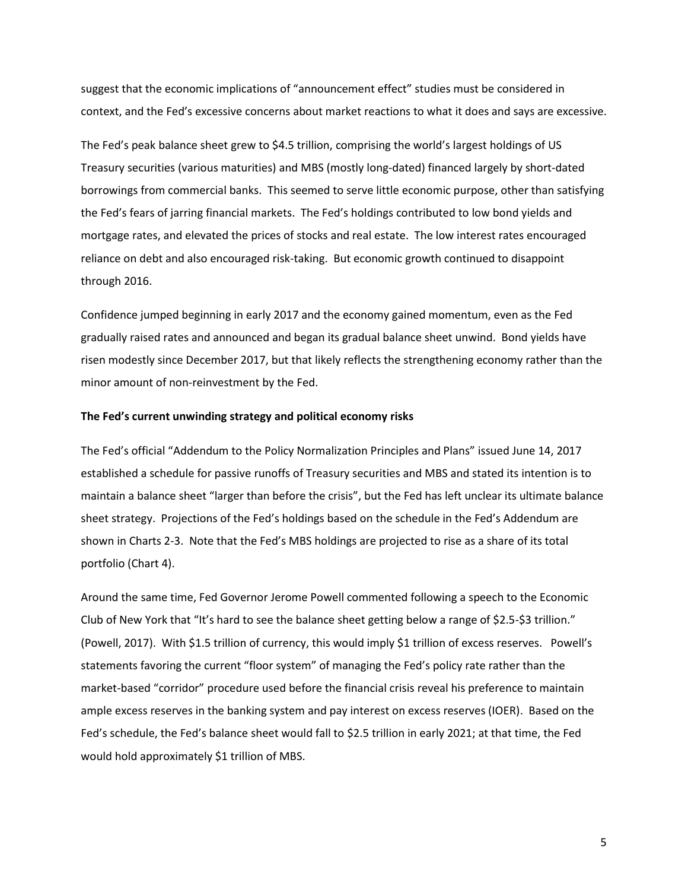suggest that the economic implications of "announcement effect" studies must be considered in context, and the Fed's excessive concerns about market reactions to what it does and says are excessive.

The Fed's peak balance sheet grew to $4.5 trillion, comprising the world's largest holdings of US Treasury securities (various maturities) and MBS (mostly long-dated) financed largely by short-dated borrowings from commercial banks. This seemed to serve little economic purpose, other than satisfying the Fed's fears of jarring financial markets. The Fed's holdings contributed to low bond yields and mortgage rates, and elevated the prices of stocks and real estate. The low interest rates encouraged reliance on debt and also encouraged risk-taking. But economic growth continued to disappoint through 2016.

Confidence jumped beginning in early 2017 and the economy gained momentum, even as the Fed gradually raised rates and announced and began its gradual balance sheet unwind. Bond yields have risen modestly since December 2017, but that likely reflects the strengthening economy rather than the minor amount of non-reinvestment by the Fed.

**The Fed's current unwinding strategy and political economy risks**

The Fed's official "Addendum to the Policy Normalization Principles and Plans" issued June 14, 2017 established a schedule for passive runoffs of Treasury securities and MBS and stated its intention is to maintain a balance sheet "larger than before the crisis", but the Fed has left unclear its ultimate balance sheet strategy. Projections of the Fed's holdings based on the schedule in the Fed's Addendum are shown in Charts 2-3. Note that the Fed's MBS holdings are projected to rise as a share of its total portfolio (Chart 4).

Around the same time, Fed Governor Jerome Powell commented following a speech to the Economic Club of New York that "It's hard to see the balance sheet getting below a range of $2.5-$3 trillion." (Powell, 2017). With $1.5 trillion of currency, this would imply $1 trillion of excess reserves. Powell's statements favoring the current "floor system" of managing the Fed's policy rate rather than the market-based "corridor" procedure used before the financial crisis reveal his preference to maintain ample excess reserves in the banking system and pay interest on excess reserves (IOER). Based on the Fed's schedule, the Fed's balance sheet would fall to $2.5 trillion in early 2021; at that time, the Fed would hold approximately $1 trillion of MBS.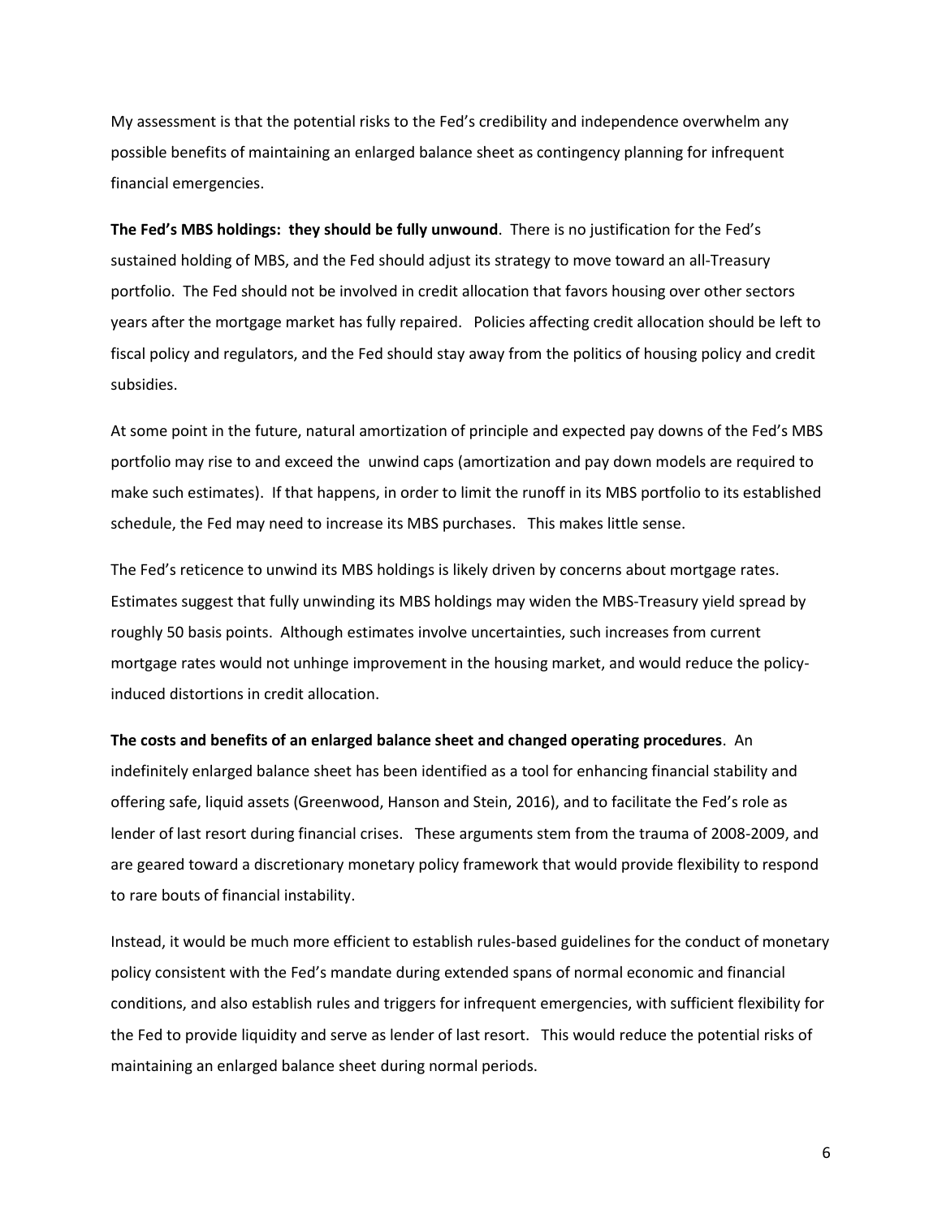My assessment is that the potential risks to the Fed's credibility and independence overwhelm any possible benefits of maintaining an enlarged balance sheet as contingency planning for infrequent financial emergencies.

**The Fed's MBS holdings: they should be fully unwound**. There is no justification for the Fed's sustained holding of MBS, and the Fed should adjust its strategy to move toward an all-Treasury portfolio. The Fed should not be involved in credit allocation that favors housing over other sectors years after the mortgage market has fully repaired. Policies affecting credit allocation should be left to fiscal policy and regulators, and the Fed should stay away from the politics of housing policy and credit subsidies.

At some point in the future, natural amortization of principle and expected pay downs of the Fed's MBS portfolio may rise to and exceed the unwind caps (amortization and pay down models are required to make such estimates). If that happens, in order to limit the runoff in its MBS portfolio to its established schedule, the Fed may need to increase its MBS purchases. This makes little sense.

The Fed's reticence to unwind its MBS holdings is likely driven by concerns about mortgage rates. Estimates suggest that fully unwinding its MBS holdings may widen the MBS-Treasury yield spread by roughly 50 basis points. Although estimates involve uncertainties, such increases from current mortgage rates would not unhinge improvement in the housing market, and would reduce the policy-induced distortions in credit allocation.

**The costs and benefits of an enlarged balance sheet and changed operating procedures**. An indefinitely enlarged balance sheet has been identified as a tool for enhancing financial stability and offering safe, liquid assets (Greenwood, Hanson and Stein, 2016), and to facilitate the Fed's role as lender of last resort during financial crises. These arguments stem from the trauma of 2008-2009, and are geared toward a discretionary monetary policy framework that would provide flexibility to respond to rare bouts of financial instability.

Instead, it would be much more efficient to establish rules-based guidelines for the conduct of monetary policy consistent with the Fed's mandate during extended spans of normal economic and financial conditions, and also establish rules and triggers for infrequent emergencies, with sufficient flexibility for the Fed to provide liquidity and serve as lender of last resort. This would reduce the potential risks of maintaining an enlarged balance sheet during normal periods.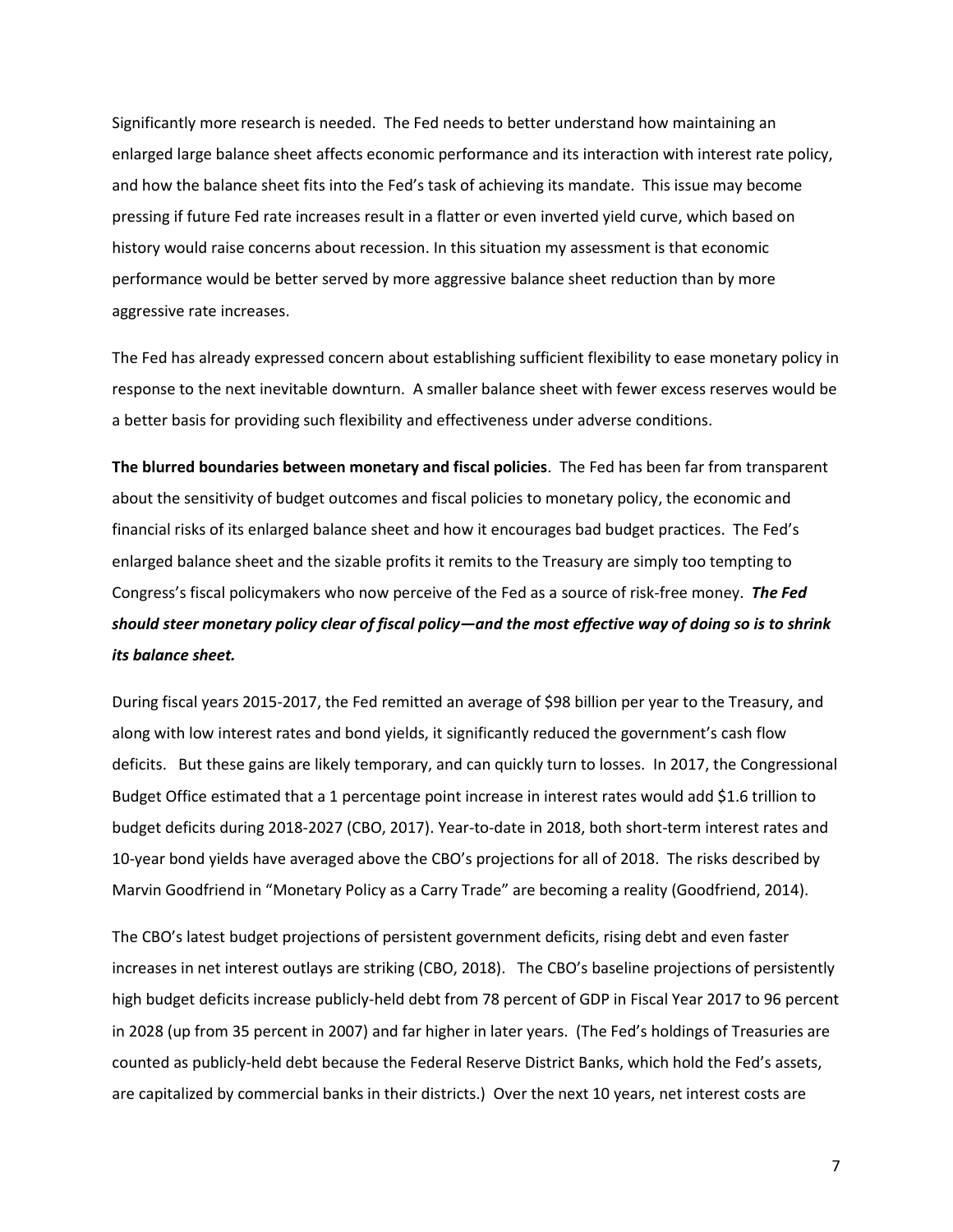Significantly more research is needed. The Fed needs to better understand how maintaining an enlarged large balance sheet affects economic performance and its interaction with interest rate policy, and how the balance sheet fits into the Fed's task of achieving its mandate. This issue may become pressing if future Fed rate increases result in a flatter or even inverted yield curve, which based on history would raise concerns about recession. In this situation my assessment is that economic performance would be better served by more aggressive balance sheet reduction than by more aggressive rate increases.

The Fed has already expressed concern about establishing sufficient flexibility to ease monetary policy in response to the next inevitable downturn. A smaller balance sheet with fewer excess reserves would be a better basis for providing such flexibility and effectiveness under adverse conditions.

**The blurred boundaries between monetary and fiscal policies**. The Fed has been far from transparent about the sensitivity of budget outcomes and fiscal policies to monetary policy, the economic and financial risks of its enlarged balance sheet and how it encourages bad budget practices. The Fed's enlarged balance sheet and the sizable profits it remits to the Treasury are simply too tempting to Congress's fiscal policymakers who now perceive of the Fed as a source of risk-free money. ***The Fed should steer monetary policy clear of fiscal policy—and the most effective way of doing so is to shrink its balance sheet.***

During fiscal years 2015-2017, the Fed remitted an average of $98 billion per year to the Treasury, and along with low interest rates and bond yields, it significantly reduced the government's cash flow deficits. But these gains are likely temporary, and can quickly turn to losses. In 2017, the Congressional Budget Office estimated that a 1 percentage point increase in interest rates would add $1.6 trillion to budget deficits during 2018-2027 (CBO, 2017). Year-to-date in 2018, both short-term interest rates and 10-year bond yields have averaged above the CBO's projections for all of 2018. The risks described by Marvin Goodfriend in "Monetary Policy as a Carry Trade" are becoming a reality (Goodfriend, 2014).

The CBO's latest budget projections of persistent government deficits, rising debt and even faster increases in net interest outlays are striking (CBO, 2018). The CBO's baseline projections of persistently high budget deficits increase publicly-held debt from 78 percent of GDP in Fiscal Year 2017 to 96 percent in 2028 (up from 35 percent in 2007) and far higher in later years. (The Fed's holdings of Treasuries are counted as publicly-held debt because the Federal Reserve District Banks, which hold the Fed's assets, are capitalized by commercial banks in their districts.) Over the next 10 years, net interest costs are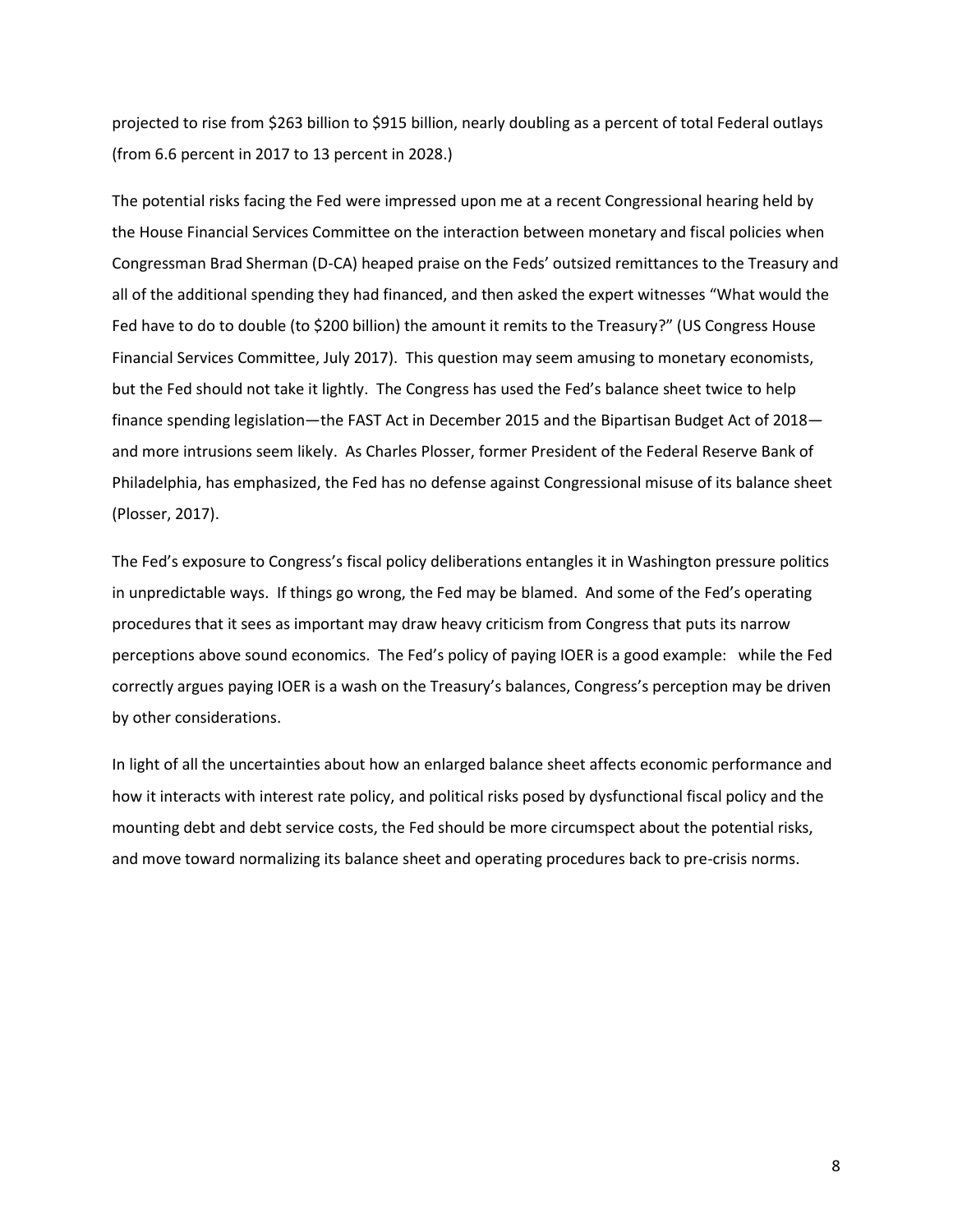projected to rise from $263 billion to $915 billion, nearly doubling as a percent of total Federal outlays (from 6.6 percent in 2017 to 13 percent in 2028.)

The potential risks facing the Fed were impressed upon me at a recent Congressional hearing held by the House Financial Services Committee on the interaction between monetary and fiscal policies when Congressman Brad Sherman (D-CA) heaped praise on the Feds' outsized remittances to the Treasury and all of the additional spending they had financed, and then asked the expert witnesses "What would the Fed have to do to double (to $200 billion) the amount it remits to the Treasury?" (US Congress House Financial Services Committee, July 2017). This question may seem amusing to monetary economists, but the Fed should not take it lightly. The Congress has used the Fed's balance sheet twice to help finance spending legislation—the FAST Act in December 2015 and the Bipartisan Budget Act of 2018—and more intrusions seem likely. As Charles Plosser, former President of the Federal Reserve Bank of Philadelphia, has emphasized, the Fed has no defense against Congressional misuse of its balance sheet (Plosser, 2017).

The Fed's exposure to Congress's fiscal policy deliberations entangles it in Washington pressure politics in unpredictable ways. If things go wrong, the Fed may be blamed. And some of the Fed's operating procedures that it sees as important may draw heavy criticism from Congress that puts its narrow perceptions above sound economics. The Fed's policy of paying IOER is a good example: while the Fed correctly argues paying IOER is a wash on the Treasury's balances, Congress's perception may be driven by other considerations.

In light of all the uncertainties about how an enlarged balance sheet affects economic performance and how it interacts with interest rate policy, and political risks posed by dysfunctional fiscal policy and the mounting debt and debt service costs, the Fed should be more circumspect about the potential risks, and move toward normalizing its balance sheet and operating procedures back to pre-crisis norms.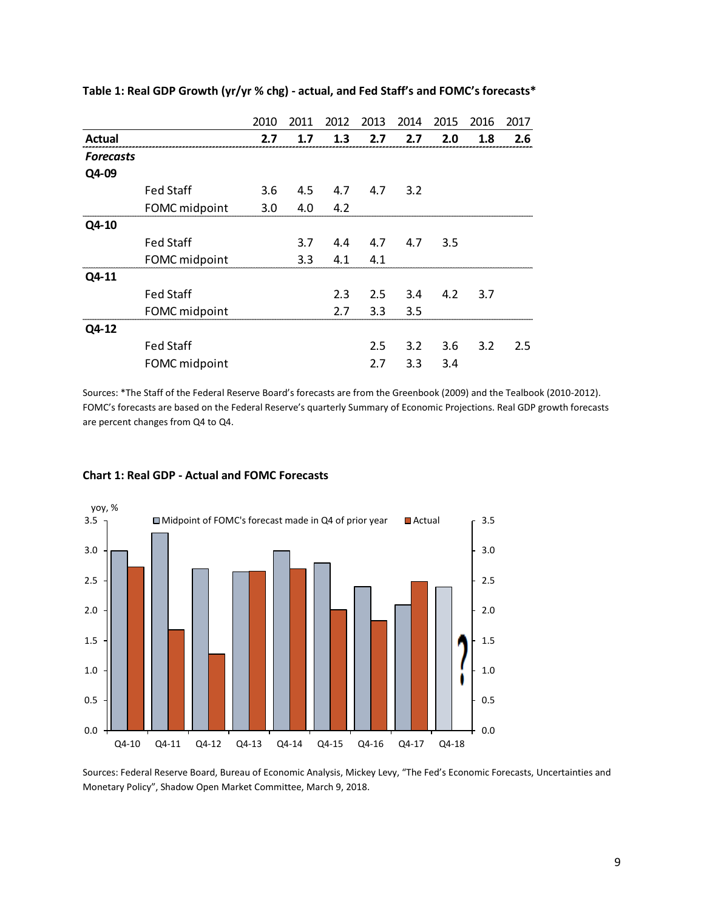**Table 1: Real GDP Growth (yr/yr % chg) - actual, and Fed Staff's and FOMC's forecasts***

| | | 2010 | 2011 | 2012 | 2013 | 2014 | 2015 | 2016 | 2017 |
|---|---|---|---|---|---|---|---|---|---|
| **Actual** | | **2.7** | **1.7** | **1.3** | **2.7** | **2.7** | **2.0** | **1.8** | **2.6** |
| ***Forecasts*** | | | | | | | | | |
| **Q4-09** | | | | | | | | | |
| | Fed Staff | 3.6 | 4.5 | 4.7 | 4.7 | 3.2 | | | |
| | FOMC midpoint | 3.0 | 4.0 | 4.2 | | | | | |
| **Q4-10** | | | | | | | | | |
| | Fed Staff | | 3.7 | 4.4 | 4.7 | 4.7 | 3.5 | | |
| | FOMC midpoint | | 3.3 | 4.1 | 4.1 | | | | |
| **Q4-11** | | | | | | | | | |
| | Fed Staff | | | 2.3 | 2.5 | 3.4 | 4.2 | 3.7 | |
| | FOMC midpoint | | | 2.7 | 3.3 | 3.5 | | | |
| **Q4-12** | | | | | | | | | |
| | Fed Staff | | | | 2.5 | 3.2 | 3.6 | 3.2 | 2.5 |
| | FOMC midpoint | | | | 2.7 | 3.3 | 3.4 | | |

Sources: *The Staff of the Federal Reserve Board's forecasts are from the Greenbook (2009) and the Tealbook (2010-2012). FOMC's forecasts are based on the Federal Reserve's quarterly Summary of Economic Projections. Real GDP growth forecasts are percent changes from Q4 to Q4.

**Chart 1: Real GDP - Actual and FOMC Forecasts**

Sources: Federal Reserve Board, Bureau of Economic Analysis, Mickey Levy, "The Fed's Economic Forecasts, Uncertainties and Monetary Policy", Shadow Open Market Committee, March 9, 2018.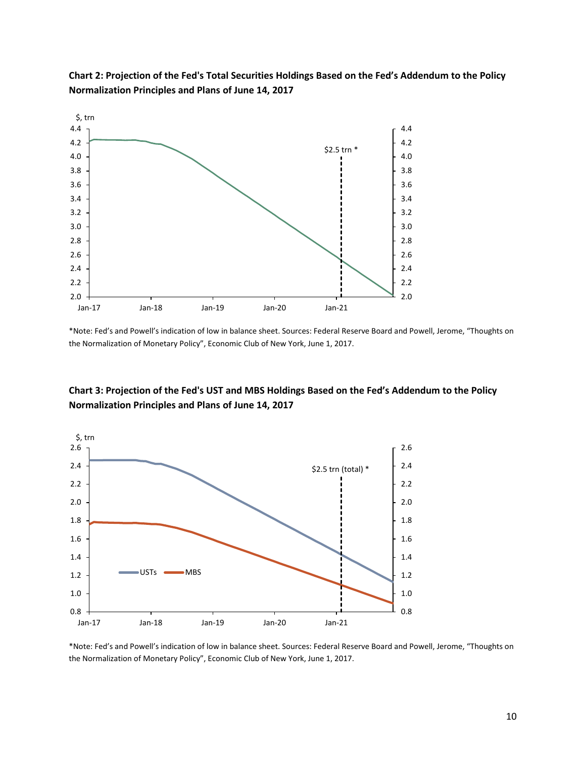**Chart 2: Projection of the Fed's Total Securities Holdings Based on the Fed's Addendum to the Policy Normalization Principles and Plans of June 14, 2017**

*Note: Fed's and Powell's indication of low in balance sheet. Sources: Federal Reserve Board and Powell, Jerome, "Thoughts on the Normalization of Monetary Policy", Economic Club of New York, June 1, 2017.

**Chart 3: Projection of the Fed's UST and MBS Holdings Based on the Fed's Addendum to the Policy Normalization Principles and Plans of June 14, 2017**

*Note: Fed's and Powell's indication of low in balance sheet. Sources: Federal Reserve Board and Powell, Jerome, "Thoughts on the Normalization of Monetary Policy", Economic Club of New York, June 1, 2017.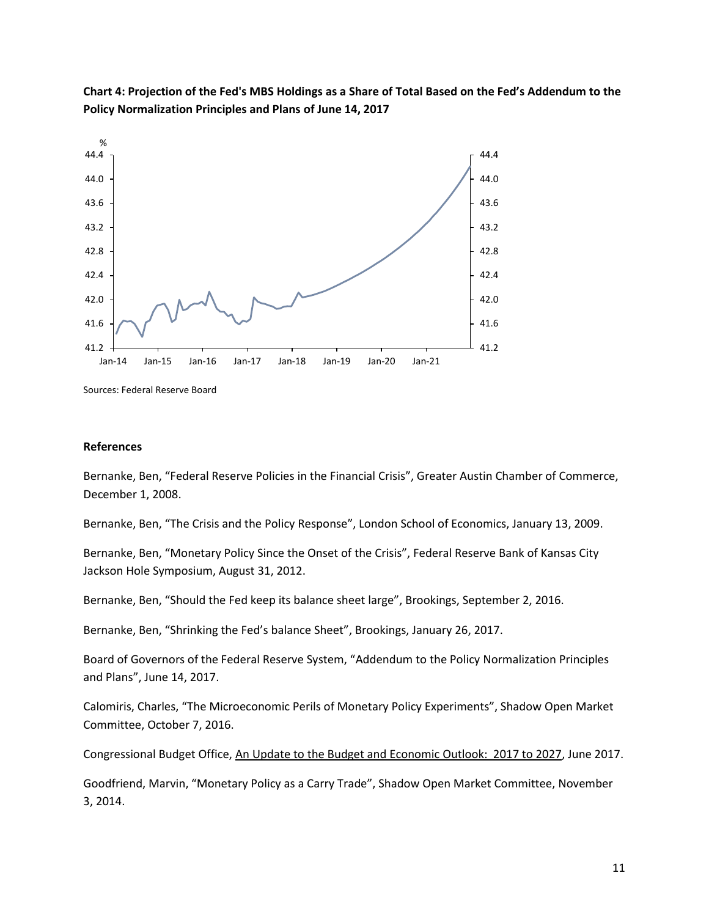**Chart 4: Projection of the Fed's MBS Holdings as a Share of Total Based on the Fed's Addendum to the Policy Normalization Principles and Plans of June 14, 2017**

Sources: Federal Reserve Board

**References**

Bernanke, Ben, "Federal Reserve Policies in the Financial Crisis", Greater Austin Chamber of Commerce, December 1, 2008.

Bernanke, Ben, "The Crisis and the Policy Response", London School of Economics, January 13, 2009.

Bernanke, Ben, "Monetary Policy Since the Onset of the Crisis", Federal Reserve Bank of Kansas City Jackson Hole Symposium, August 31, 2012.

Bernanke, Ben, "Should the Fed keep its balance sheet large", Brookings, September 2, 2016.

Bernanke, Ben, "Shrinking the Fed's balance Sheet", Brookings, January 26, 2017.

Board of Governors of the Federal Reserve System, "Addendum to the Policy Normalization Principles and Plans", June 14, 2017.

Calomiris, Charles, "The Microeconomic Perils of Monetary Policy Experiments", Shadow Open Market Committee, October 7, 2016.

Congressional Budget Office, An Update to the Budget and Economic Outlook: 2017 to 2027, June 2017.

Goodfriend, Marvin, "Monetary Policy as a Carry Trade", Shadow Open Market Committee, November 3, 2014.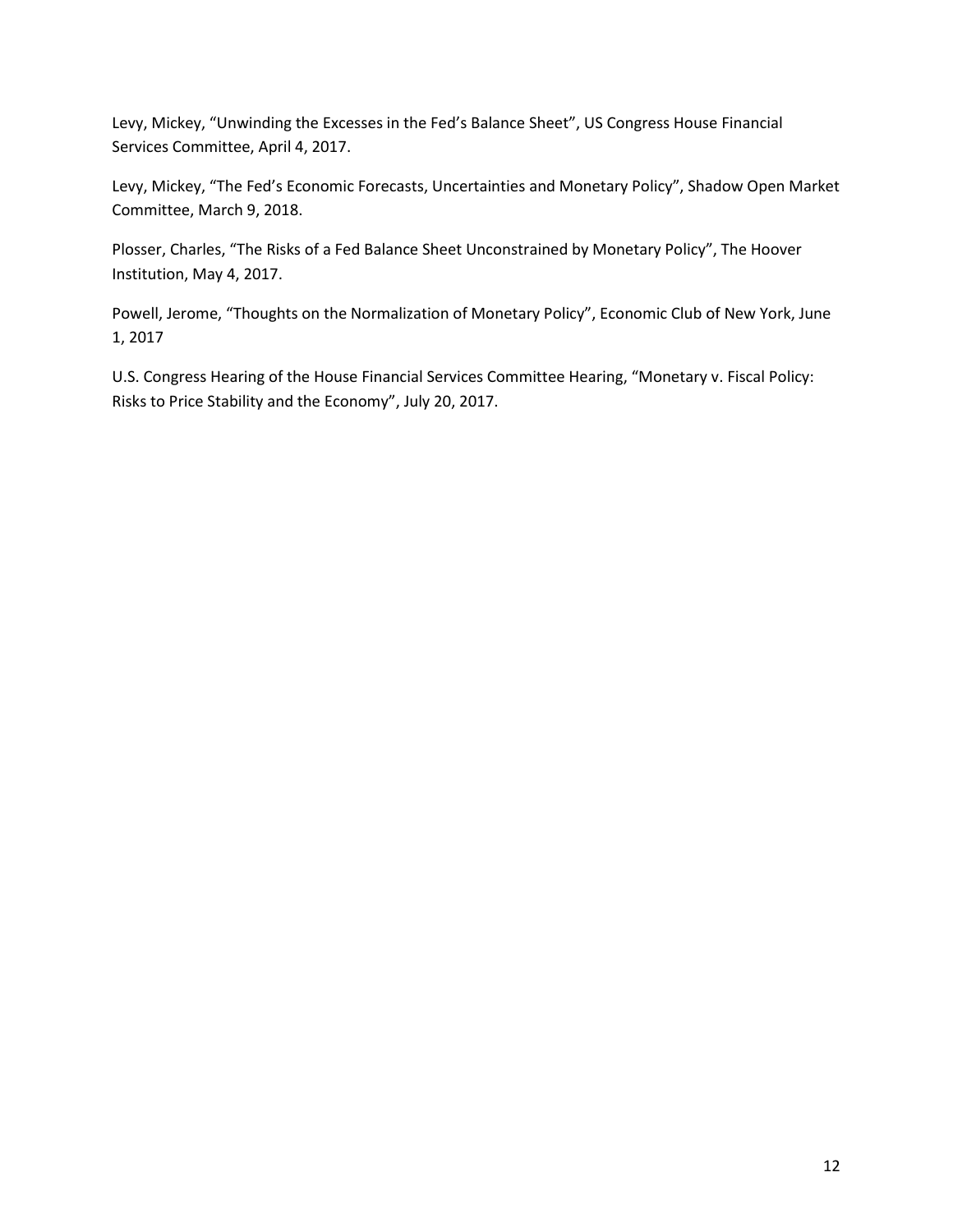Levy, Mickey, “Unwinding the Excesses in the Fed’s Balance Sheet”, US Congress House Financial Services Committee, April 4, 2017.

Levy, Mickey, “The Fed’s Economic Forecasts, Uncertainties and Monetary Policy”, Shadow Open Market Committee, March 9, 2018.

Plosser, Charles, “The Risks of a Fed Balance Sheet Unconstrained by Monetary Policy”, The Hoover Institution, May 4, 2017.

Powell, Jerome, “Thoughts on the Normalization of Monetary Policy”, Economic Club of New York, June 1, 2017

U.S. Congress Hearing of the House Financial Services Committee Hearing, “Monetary v. Fiscal Policy: Risks to Price Stability and the Economy”, July 20, 2017.